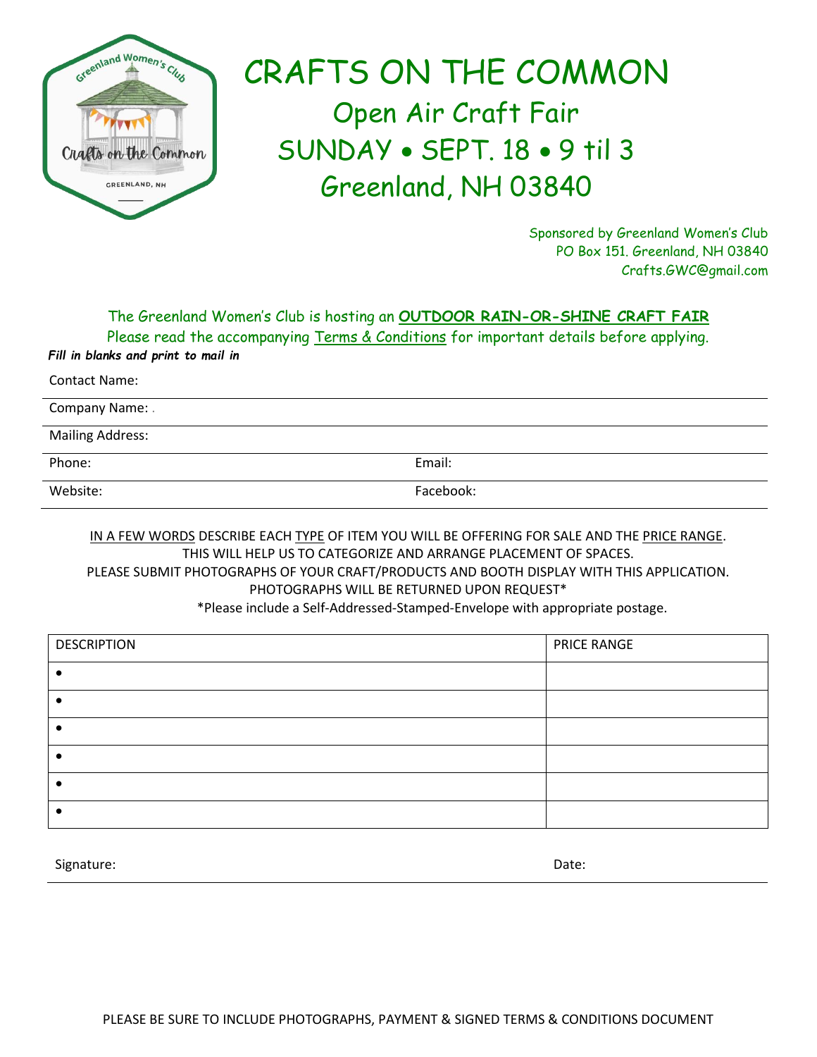# CRAFTS ON THE COMMON

## Open Air Craft Fair

## SUNDAY • SEPT. 18 • 9 til 3

## Greenland, NH 03840

Sponsored by Greenland Women's Club
PO Box 151. Greenland, NH 03840
Crafts.GWC@gmail.com

The Greenland Women's Club is hosting an **OUTDOOR RAIN-OR-SHINE CRAFT FAIR**
Please read the accompanying Terms & Conditions for important details before applying.

***Fill in blanks and print to mail in***

Contact Name:

Company Name: .

Mailing Address:

Phone: Email:

Website: Facebook:

IN A FEW WORDS DESCRIBE EACH TYPE OF ITEM YOU WILL BE OFFERING FOR SALE AND THE PRICE RANGE.
THIS WILL HELP US TO CATEGORIZE AND ARRANGE PLACEMENT OF SPACES.
PLEASE SUBMIT PHOTOGRAPHS OF YOUR CRAFT/PRODUCTS AND BOOTH DISPLAY WITH THIS APPLICATION.
PHOTOGRAPHS WILL BE RETURNED UPON REQUEST*
*Please include a Self-Addressed-Stamped-Envelope with appropriate postage.

| DESCRIPTION | PRICE RANGE |
|---|---|
| • | |
| • | |
| • | |
| • | |
| • | |
| • | |

Signature: Date:

PLEASE BE SURE TO INCLUDE PHOTOGRAPHS, PAYMENT & SIGNED TERMS & CONDITIONS DOCUMENT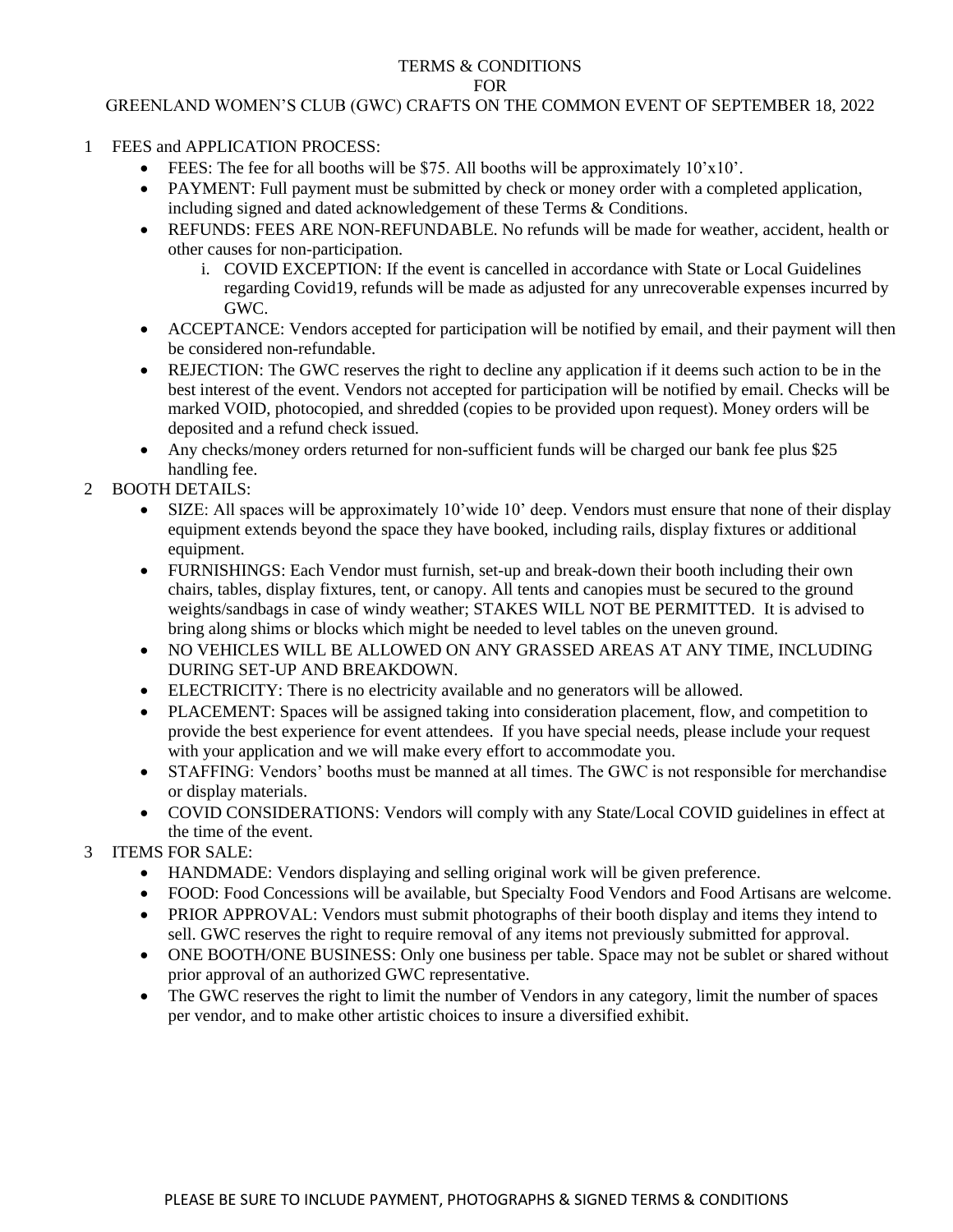# TERMS & CONDITIONS
# FOR
# GREENLAND WOMEN'S CLUB (GWC) CRAFTS ON THE COMMON EVENT OF SEPTEMBER 18, 2022

1. FEES and APPLICATION PROCESS:
   - FEES: The fee for all booths will be $75. All booths will be approximately 10'x10'.
   - PAYMENT: Full payment must be submitted by check or money order with a completed application, including signed and dated acknowledgement of these Terms & Conditions.
   - REFUNDS: FEES ARE NON-REFUNDABLE. No refunds will be made for weather, accident, health or other causes for non-participation.
     1. COVID EXCEPTION: If the event is cancelled in accordance with State or Local Guidelines regarding Covid19, refunds will be made as adjusted for any unrecoverable expenses incurred by GWC.
   - ACCEPTANCE: Vendors accepted for participation will be notified by email, and their payment will then be considered non-refundable.
   - REJECTION: The GWC reserves the right to decline any application if it deems such action to be in the best interest of the event. Vendors not accepted for participation will be notified by email. Checks will be marked VOID, photocopied, and shredded (copies to be provided upon request). Money orders will be deposited and a refund check issued.
   - Any checks/money orders returned for non-sufficient funds will be charged our bank fee plus $25 handling fee.
2. BOOTH DETAILS:
   - SIZE: All spaces will be approximately 10'wide 10' deep. Vendors must ensure that none of their display equipment extends beyond the space they have booked, including rails, display fixtures or additional equipment.
   - FURNISHINGS: Each Vendor must furnish, set-up and break-down their booth including their own chairs, tables, display fixtures, tent, or canopy. All tents and canopies must be secured to the ground weights/sandbags in case of windy weather; STAKES WILL NOT BE PERMITTED. It is advised to bring along shims or blocks which might be needed to level tables on the uneven ground.
   - NO VEHICLES WILL BE ALLOWED ON ANY GRASSED AREAS AT ANY TIME, INCLUDING DURING SET-UP AND BREAKDOWN.
   - ELECTRICITY: There is no electricity available and no generators will be allowed.
   - PLACEMENT: Spaces will be assigned taking into consideration placement, flow, and competition to provide the best experience for event attendees. If you have special needs, please include your request with your application and we will make every effort to accommodate you.
   - STAFFING: Vendors' booths must be manned at all times. The GWC is not responsible for merchandise or display materials.
   - COVID CONSIDERATIONS: Vendors will comply with any State/Local COVID guidelines in effect at the time of the event.
3. ITEMS FOR SALE:
   - HANDMADE: Vendors displaying and selling original work will be given preference.
   - FOOD: Food Concessions will be available, but Specialty Food Vendors and Food Artisans are welcome.
   - PRIOR APPROVAL: Vendors must submit photographs of their booth display and items they intend to sell. GWC reserves the right to require removal of any items not previously submitted for approval.
   - ONE BOOTH/ONE BUSINESS: Only one business per table. Space may not be sublet or shared without prior approval of an authorized GWC representative.
   - The GWC reserves the right to limit the number of Vendors in any category, limit the number of spaces per vendor, and to make other artistic choices to insure a diversified exhibit.

PLEASE BE SURE TO INCLUDE PAYMENT, PHOTOGRAPHS & SIGNED TERMS & CONDITIONS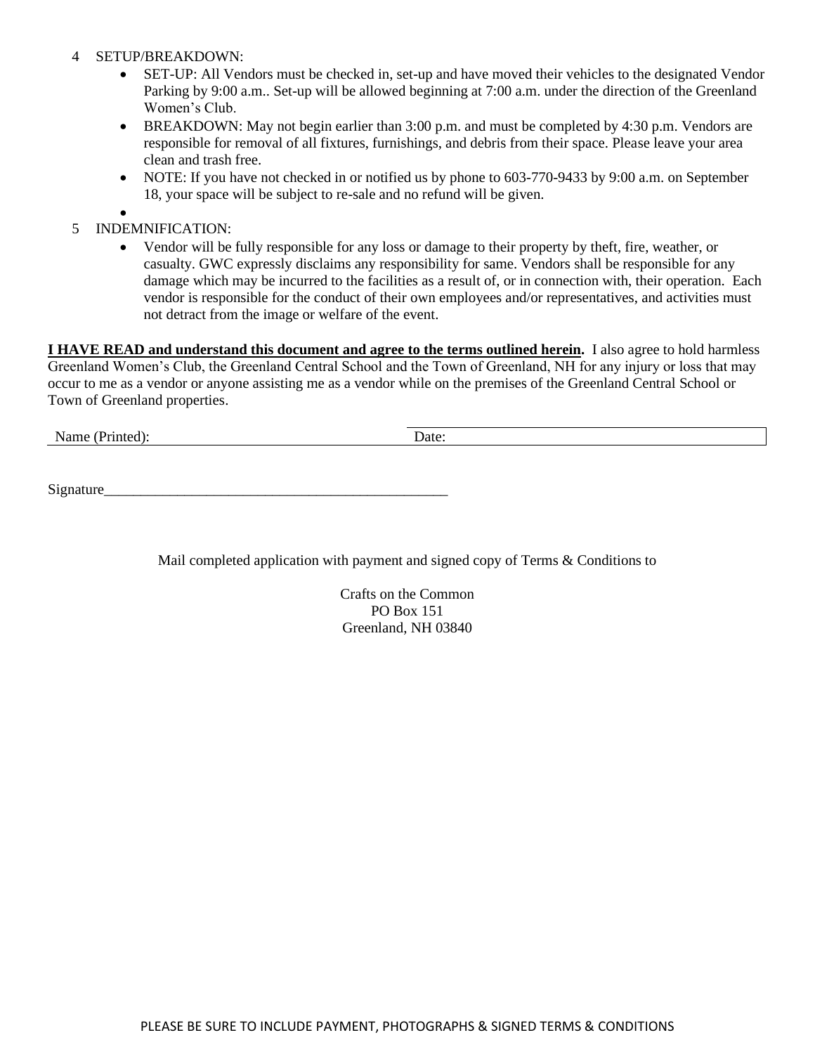4 SETUP/BREAKDOWN:

- SET-UP: All Vendors must be checked in, set-up and have moved their vehicles to the designated Vendor Parking by 9:00 a.m.. Set-up will be allowed beginning at 7:00 a.m. under the direction of the Greenland Women's Club.
- BREAKDOWN: May not begin earlier than 3:00 p.m. and must be completed by 4:30 p.m. Vendors are responsible for removal of all fixtures, furnishings, and debris from their space. Please leave your area clean and trash free.
- NOTE: If you have not checked in or notified us by phone to 603-770-9433 by 9:00 a.m. on September 18, your space will be subject to re-sale and no refund will be given.

5 INDEMNIFICATION:

- Vendor will be fully responsible for any loss or damage to their property by theft, fire, weather, or casualty. GWC expressly disclaims any responsibility for same. Vendors shall be responsible for any damage which may be incurred to the facilities as a result of, or in connection with, their operation. Each vendor is responsible for the conduct of their own employees and/or representatives, and activities must not detract from the image or welfare of the event.

**I HAVE READ and understand this document and agree to the terms outlined herein.** I also agree to hold harmless Greenland Women's Club, the Greenland Central School and the Town of Greenland, NH for any injury or loss that may occur to me as a vendor or anyone assisting me as a vendor while on the premises of the Greenland Central School or Town of Greenland properties.

| Name (Printed): | Date: |
|---|---|

Signature_________________________________________________

Mail completed application with payment and signed copy of Terms & Conditions to

Crafts on the Common
PO Box 151
Greenland, NH 03840

PLEASE BE SURE TO INCLUDE PAYMENT, PHOTOGRAPHS & SIGNED TERMS & CONDITIONS